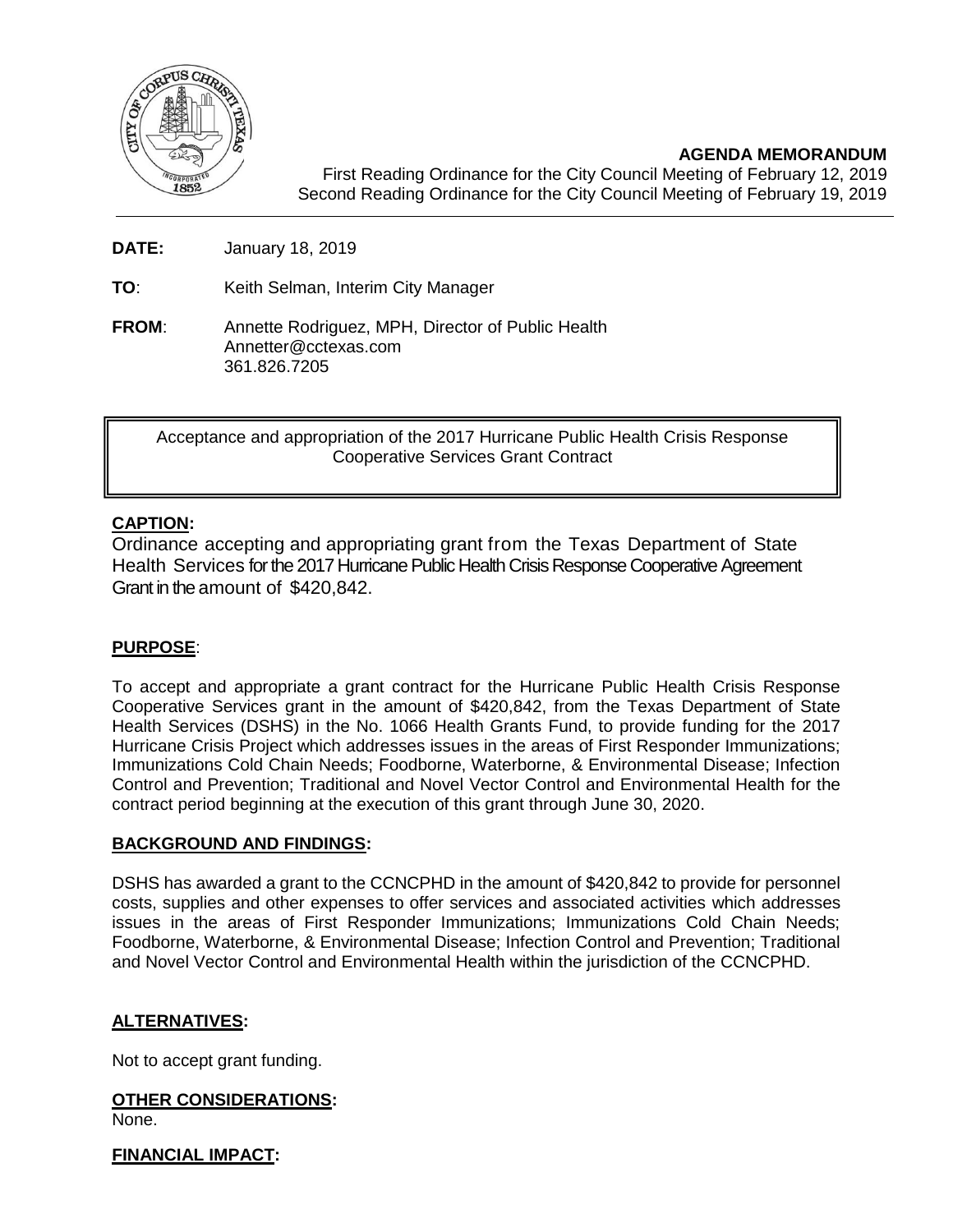**AGENDA MEMORANDUM**

First Reading Ordinance for the City Council Meeting of February 12, 2019
Second Reading Ordinance for the City Council Meeting of February 19, 2019

**DATE:** January 18, 2019

**TO**: Keith Selman, Interim City Manager

**FROM**: Annette Rodriguez, MPH, Director of Public Health
Annetter@cctexas.com
361.826.7205

Acceptance and appropriation of the 2017 Hurricane Public Health Crisis Response Cooperative Services Grant Contract

**CAPTION:**

Ordinance accepting and appropriating grant from the Texas Department of State Health Services for the 2017 Hurricane Public Health Crisis Response Cooperative Agreement Grant in the amount of $420,842.

**PURPOSE**:

To accept and appropriate a grant contract for the Hurricane Public Health Crisis Response Cooperative Services grant in the amount of $420,842, from the Texas Department of State Health Services (DSHS) in the No. 1066 Health Grants Fund, to provide funding for the 2017 Hurricane Crisis Project which addresses issues in the areas of First Responder Immunizations; Immunizations Cold Chain Needs; Foodborne, Waterborne, & Environmental Disease; Infection Control and Prevention; Traditional and Novel Vector Control and Environmental Health for the contract period beginning at the execution of this grant through June 30, 2020.

**BACKGROUND AND FINDINGS:**

DSHS has awarded a grant to the CCNCPHD in the amount of $420,842 to provide for personnel costs, supplies and other expenses to offer services and associated activities which addresses issues in the areas of First Responder Immunizations; Immunizations Cold Chain Needs; Foodborne, Waterborne, & Environmental Disease; Infection Control and Prevention; Traditional and Novel Vector Control and Environmental Health within the jurisdiction of the CCNCPHD.

**ALTERNATIVES:**

Not to accept grant funding.

**OTHER CONSIDERATIONS:**

None.

**FINANCIAL IMPACT:**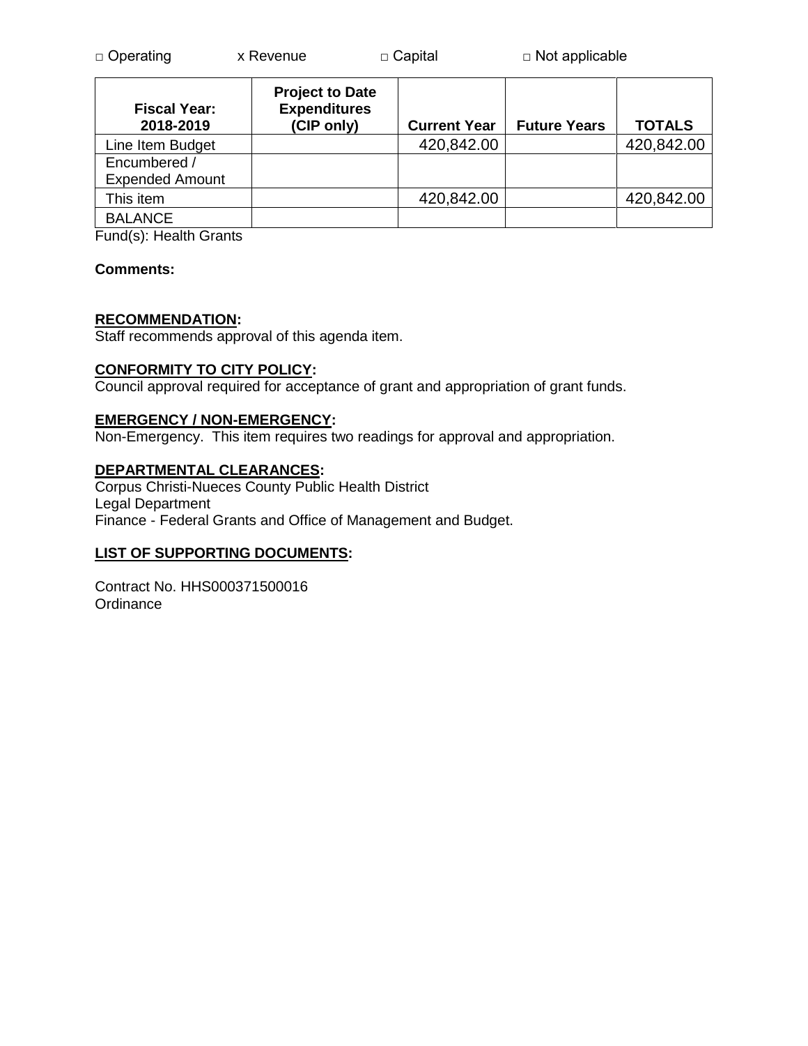□ Operating x Revenue □ Capital □ Not applicable

| Fiscal Year: 2018-2019 | Project to Date Expenditures (CIP only) | Current Year | Future Years | TOTALS |
|---|---|---|---|---|
| Line Item Budget | | 420,842.00 | | 420,842.00 |
| Encumbered / Expended Amount | | | | |
| This item | | 420,842.00 | | 420,842.00 |
| BALANCE | | | | |

Fund(s): Health Grants

**Comments:**

**RECOMMENDATION:**
Staff recommends approval of this agenda item.

**CONFORMITY TO CITY POLICY:**
Council approval required for acceptance of grant and appropriation of grant funds.

**EMERGENCY / NON-EMERGENCY:**
Non-Emergency. This item requires two readings for approval and appropriation.

**DEPARTMENTAL CLEARANCES:**
Corpus Christi-Nueces County Public Health District
Legal Department
Finance - Federal Grants and Office of Management and Budget.

**LIST OF SUPPORTING DOCUMENTS:**

Contract No. HHS000371500016
Ordinance